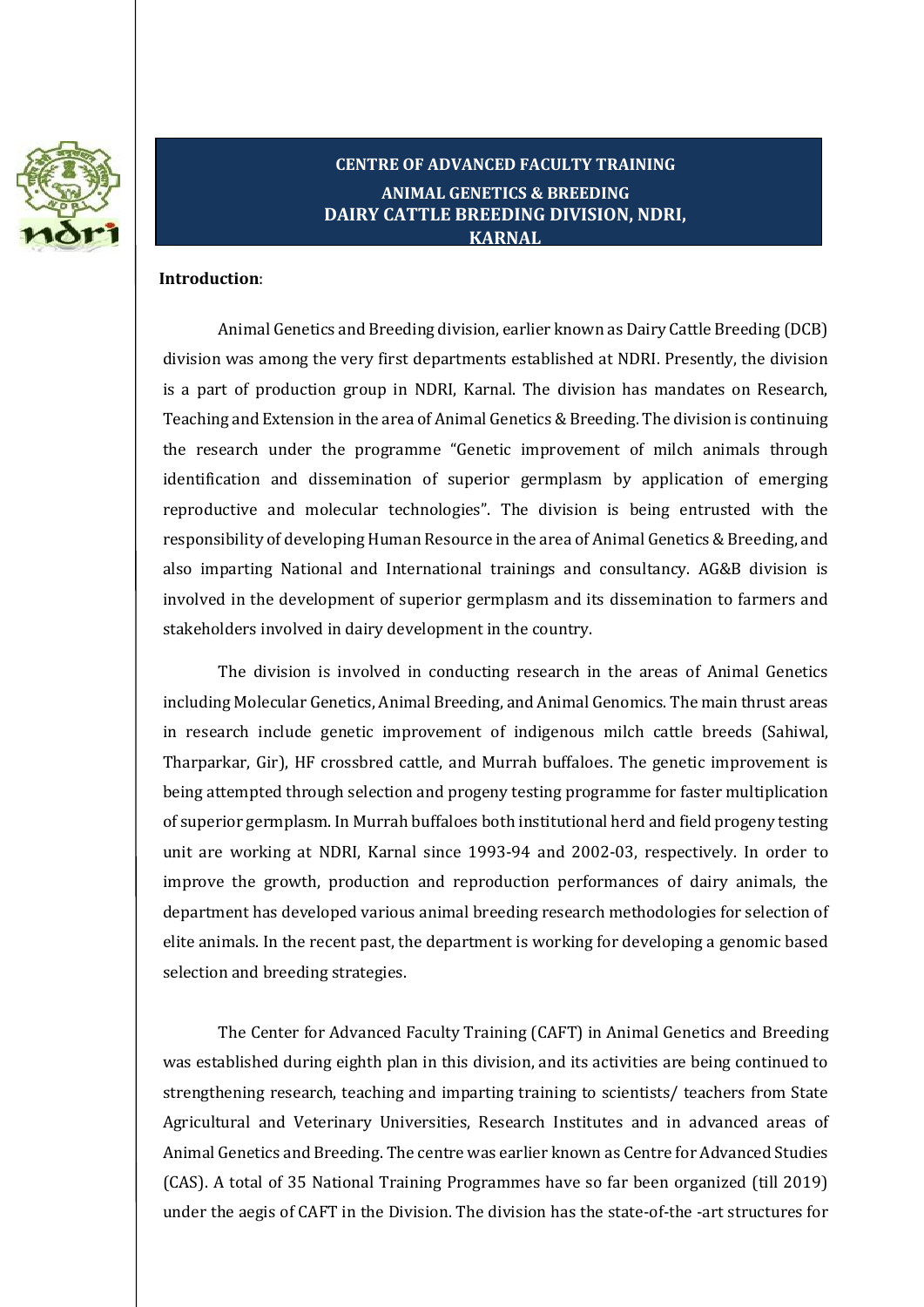# CENTRE OF ADVANCED FACULTY TRAINING

## ANIMAL GENETICS & BREEDING

## DAIRY CATTLE BREEDING DIVISION, NDRI, KARNAL

**Introduction**:

Animal Genetics and Breeding division, earlier known as Dairy Cattle Breeding (DCB) division was among the very first departments established at NDRI. Presently, the division is a part of production group in NDRI, Karnal. The division has mandates on Research, Teaching and Extension in the area of Animal Genetics & Breeding. The division is continuing the research under the programme "Genetic improvement of milch animals through identification and dissemination of superior germplasm by application of emerging reproductive and molecular technologies". The division is being entrusted with the responsibility of developing Human Resource in the area of Animal Genetics & Breeding, and also imparting National and International trainings and consultancy. AG&B division is involved in the development of superior germplasm and its dissemination to farmers and stakeholders involved in dairy development in the country.

The division is involved in conducting research in the areas of Animal Genetics including Molecular Genetics, Animal Breeding, and Animal Genomics. The main thrust areas in research include genetic improvement of indigenous milch cattle breeds (Sahiwal, Tharparkar, Gir), HF crossbred cattle, and Murrah buffaloes. The genetic improvement is being attempted through selection and progeny testing programme for faster multiplication of superior germplasm. In Murrah buffaloes both institutional herd and field progeny testing unit are working at NDRI, Karnal since 1993-94 and 2002-03, respectively. In order to improve the growth, production and reproduction performances of dairy animals, the department has developed various animal breeding research methodologies for selection of elite animals. In the recent past, the department is working for developing a genomic based selection and breeding strategies.

The Center for Advanced Faculty Training (CAFT) in Animal Genetics and Breeding was established during eighth plan in this division, and its activities are being continued to strengthening research, teaching and imparting training to scientists/ teachers from State Agricultural and Veterinary Universities, Research Institutes and in advanced areas of Animal Genetics and Breeding. The centre was earlier known as Centre for Advanced Studies (CAS). A total of 35 National Training Programmes have so far been organized (till 2019) under the aegis of CAFT in the Division. The division has the state-of-the -art structures for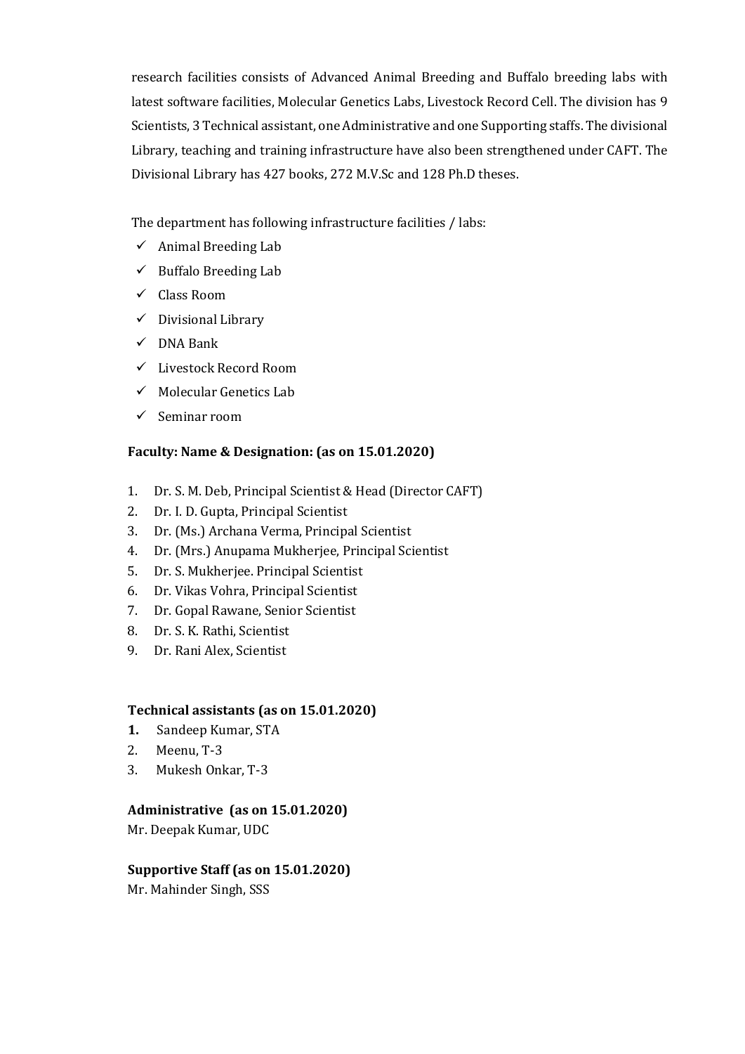research facilities consists of Advanced Animal Breeding and Buffalo breeding labs with latest software facilities, Molecular Genetics Labs, Livestock Record Cell. The division has 9 Scientists, 3 Technical assistant, one Administrative and one Supporting staffs. The divisional Library, teaching and training infrastructure have also been strengthened under CAFT. The Divisional Library has 427 books, 272 M.V.Sc and 128 Ph.D theses.

The department has following infrastructure facilities / labs:

- ✓ Animal Breeding Lab
- ✓ Buffalo Breeding Lab
- ✓ Class Room
- ✓ Divisional Library
- ✓ DNA Bank
- ✓ Livestock Record Room
- ✓ Molecular Genetics Lab
- ✓ Seminar room

**Faculty: Name & Designation: (as on 15.01.2020)**

1. Dr. S. M. Deb, Principal Scientist & Head (Director CAFT)
2. Dr. I. D. Gupta, Principal Scientist
3. Dr. (Ms.) Archana Verma, Principal Scientist
4. Dr. (Mrs.) Anupama Mukherjee, Principal Scientist
5. Dr. S. Mukherjee. Principal Scientist
6. Dr. Vikas Vohra, Principal Scientist
7. Dr. Gopal Rawane, Senior Scientist
8. Dr. S. K. Rathi, Scientist
9. Dr. Rani Alex, Scientist

**Technical assistants (as on 15.01.2020)**

1. Sandeep Kumar, STA
2. Meenu, T-3
3. Mukesh Onkar, T-3

**Administrative (as on 15.01.2020)**

Mr. Deepak Kumar, UDC

**Supportive Staff (as on 15.01.2020)**

Mr. Mahinder Singh, SSS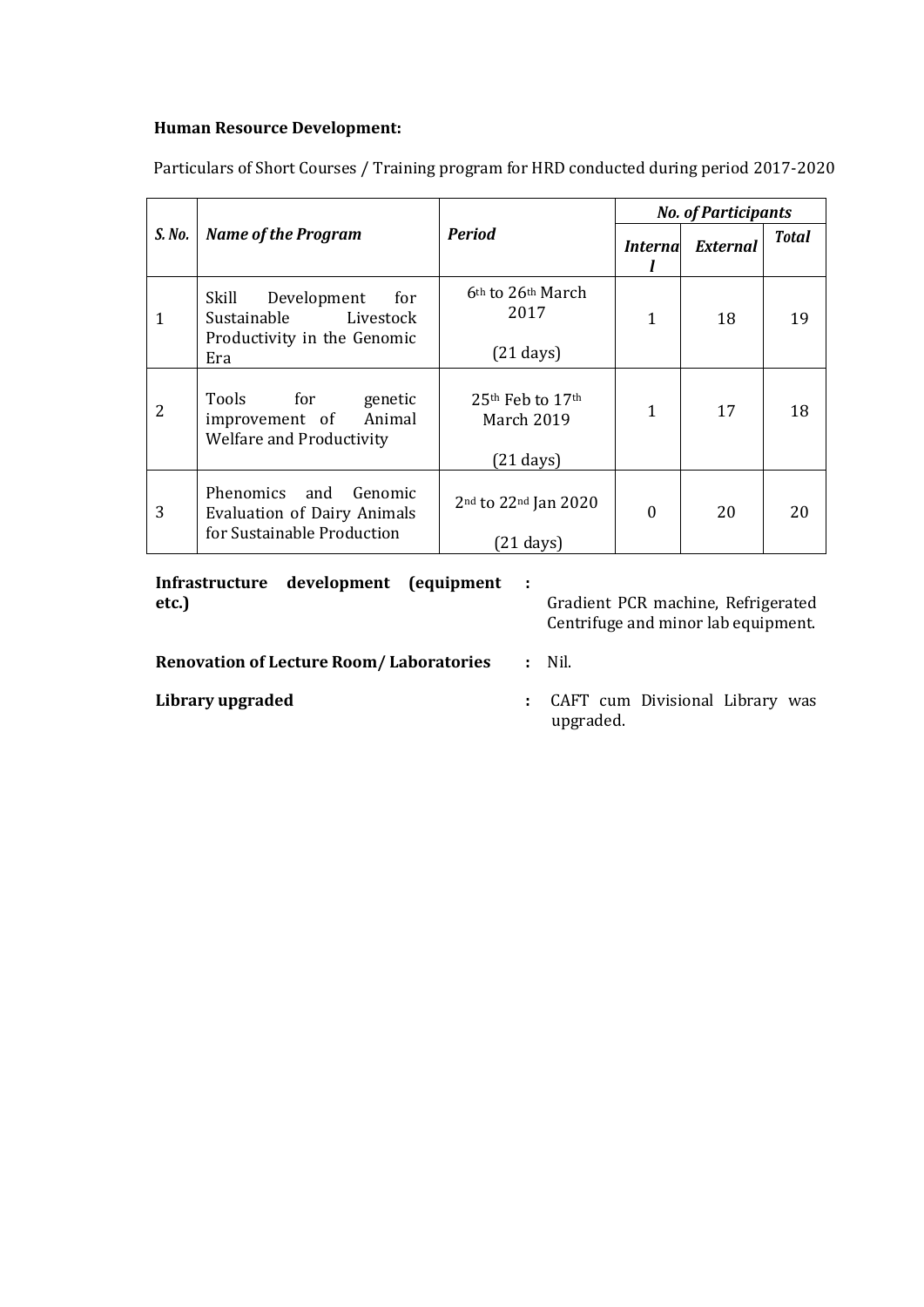**Human Resource Development:**

Particulars of Short Courses / Training program for HRD conducted during period 2017-2020

| *S. No.* | *Name of the Program* | *Period* | *No. of Participants* | | |
|---|---|---|---|---|---|
| | | | *Internal* | *External* | *Total* |
| 1 | Skill Development for Sustainable Livestock Productivity in the Genomic Era | 6th to 26th March 2017 (21 days) | 1 | 18 | 19 |
| 2 | Tools for genetic improvement of Animal Welfare and Productivity | 25th Feb to 17th March 2019 (21 days) | 1 | 17 | 18 |
| 3 | Phenomics and Genomic Evaluation of Dairy Animals for Sustainable Production | 2nd to 22nd Jan 2020 (21 days) | 0 | 20 | 20 |

**Infrastructure development (equipment etc.)** : Gradient PCR machine, Refrigerated Centrifuge and minor lab equipment.

**Renovation of Lecture Room/ Laboratories** : Nil.

**Library upgraded** : CAFT cum Divisional Library was upgraded.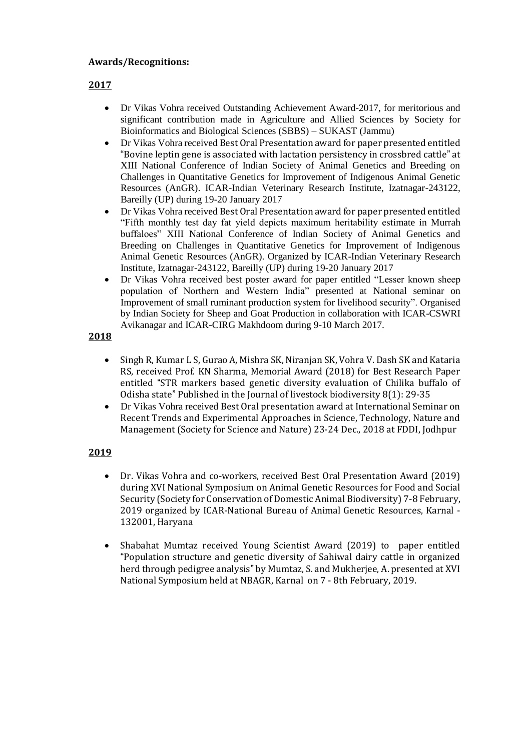**Awards/Recognitions:**

**2017**

- Dr Vikas Vohra received Outstanding Achievement Award-2017, for meritorious and significant contribution made in Agriculture and Allied Sciences by Society for Bioinformatics and Biological Sciences (SBBS) – SUKAST (Jammu)
- Dr Vikas Vohra received Best Oral Presentation award for paper presented entitled "Bovine leptin gene is associated with lactation persistency in crossbred cattle" at XIII National Conference of Indian Society of Animal Genetics and Breeding on Challenges in Quantitative Genetics for Improvement of Indigenous Animal Genetic Resources (AnGR). ICAR-Indian Veterinary Research Institute, Izatnagar-243122, Bareilly (UP) during 19-20 January 2017
- Dr Vikas Vohra received Best Oral Presentation award for paper presented entitled "Fifth monthly test day fat yield depicts maximum heritability estimate in Murrah buffaloes" XIII National Conference of Indian Society of Animal Genetics and Breeding on Challenges in Quantitative Genetics for Improvement of Indigenous Animal Genetic Resources (AnGR). Organized by ICAR-Indian Veterinary Research Institute, Izatnagar-243122, Bareilly (UP) during 19-20 January 2017
- Dr Vikas Vohra received best poster award for paper entitled "Lesser known sheep population of Northern and Western India" presented at National seminar on Improvement of small ruminant production system for livelihood security". Organised by Indian Society for Sheep and Goat Production in collaboration with ICAR-CSWRI Avikanagar and ICAR-CIRG Makhdoom during 9-10 March 2017.

**2018**

- Singh R, Kumar L S, Gurao A, Mishra SK, Niranjan SK, Vohra V. Dash SK and Kataria RS, received Prof. KN Sharma, Memorial Award (2018) for Best Research Paper entitled "STR markers based genetic diversity evaluation of Chilika buffalo of Odisha state" Published in the Journal of livestock biodiversity 8(1): 29-35
- Dr Vikas Vohra received Best Oral presentation award at International Seminar on Recent Trends and Experimental Approaches in Science, Technology, Nature and Management (Society for Science and Nature) 23-24 Dec., 2018 at FDDI, Jodhpur

**2019**

- Dr. Vikas Vohra and co-workers, received Best Oral Presentation Award (2019) during XVI National Symposium on Animal Genetic Resources for Food and Social Security (Society for Conservation of Domestic Animal Biodiversity) 7-8 February, 2019 organized by ICAR-National Bureau of Animal Genetic Resources, Karnal - 132001, Haryana

- Shabahat Mumtaz received Young Scientist Award (2019) to paper entitled "Population structure and genetic diversity of Sahiwal dairy cattle in organized herd through pedigree analysis" by Mumtaz, S. and Mukherjee, A. presented at XVI National Symposium held at NBAGR, Karnal on 7 - 8th February, 2019.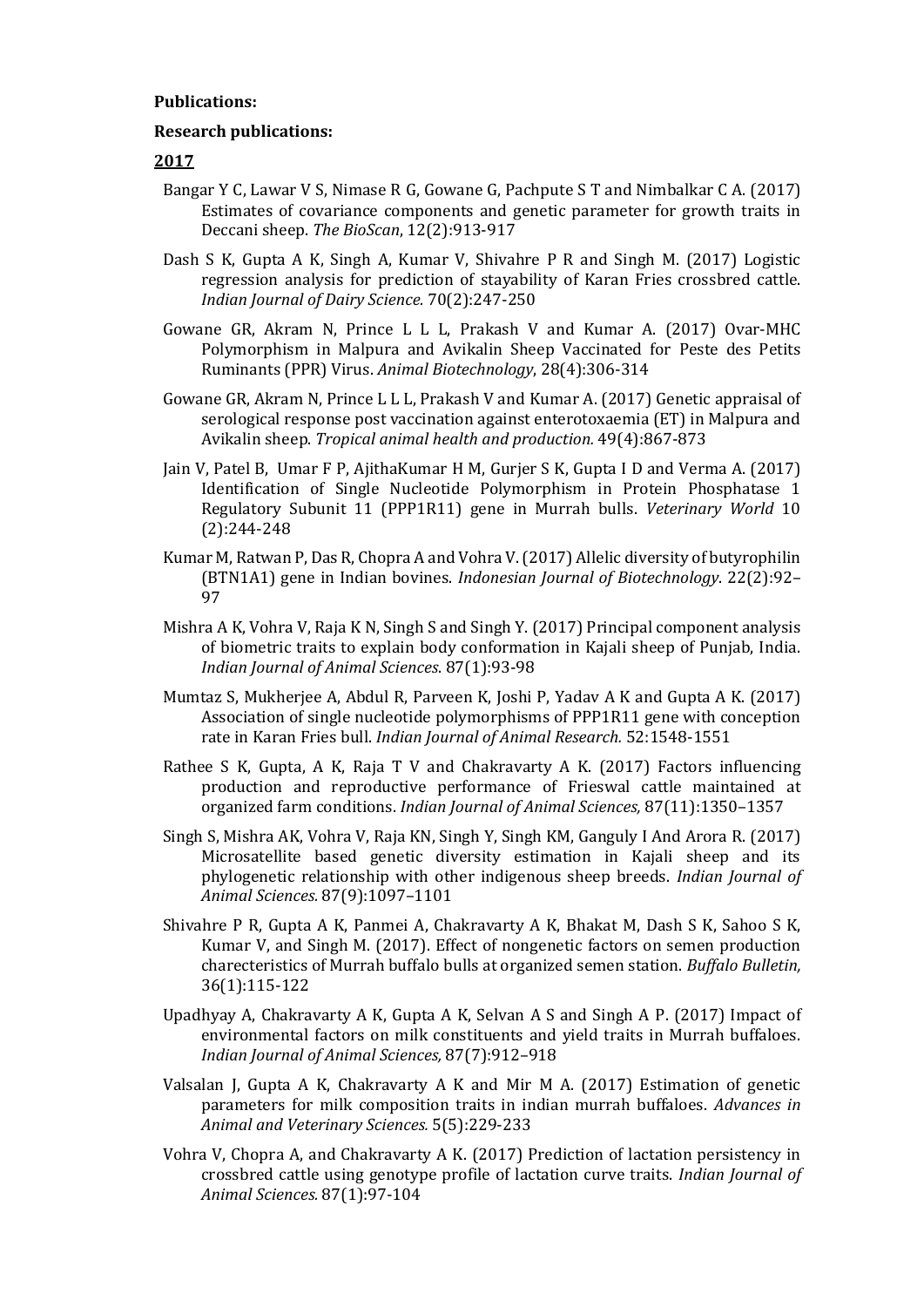**Publications:**

**Research publications:**

**2017**

Bangar Y C, Lawar V S, Nimase R G, Gowane G, Pachpute S T and Nimbalkar C A. (2017) Estimates of covariance components and genetic parameter for growth traits in Deccani sheep. *The BioScan*, 12(2):913-917

Dash S K, Gupta A K, Singh A, Kumar V, Shivahre P R and Singh M. (2017) Logistic regression analysis for prediction of stayability of Karan Fries crossbred cattle. *Indian Journal of Dairy Science.* 70(2):247-250

Gowane GR, Akram N, Prince L L L, Prakash V and Kumar A. (2017) Ovar-MHC Polymorphism in Malpura and Avikalin Sheep Vaccinated for Peste des Petits Ruminants (PPR) Virus. *Animal Biotechnology*, 28(4):306-314

Gowane GR, Akram N, Prince L L L, Prakash V and Kumar A. (2017) Genetic appraisal of serological response post vaccination against enterotoxaemia (ET) in Malpura and Avikalin sheep. *Tropical animal health and production.* 49(4):867-873

Jain V, Patel B, Umar F P, AjithaKumar H M, Gurjer S K, Gupta I D and Verma A. (2017) Identification of Single Nucleotide Polymorphism in Protein Phosphatase 1 Regulatory Subunit 11 (PPP1R11) gene in Murrah bulls. *Veterinary World* 10 (2):244-248

Kumar M, Ratwan P, Das R, Chopra A and Vohra V. (2017) Allelic diversity of butyrophilin (BTN1A1) gene in Indian bovines. *Indonesian Journal of Biotechnology*. 22(2):92–97

Mishra A K, Vohra V, Raja K N, Singh S and Singh Y. (2017) Principal component analysis of biometric traits to explain body conformation in Kajali sheep of Punjab, India. *Indian Journal of Animal Sciences*. 87(1):93-98

Mumtaz S, Mukherjee A, Abdul R, Parveen K, Joshi P, Yadav A K and Gupta A K. (2017) Association of single nucleotide polymorphisms of PPP1R11 gene with conception rate in Karan Fries bull. *Indian Journal of Animal Research.* 52:1548-1551

Rathee S K, Gupta, A K, Raja T V and Chakravarty A K. (2017) Factors influencing production and reproductive performance of Frieswal cattle maintained at organized farm conditions. *Indian Journal of Animal Sciences,* 87(11):1350–1357

Singh S, Mishra AK, Vohra V, Raja KN, Singh Y, Singh KM, Ganguly I And Arora R. (2017) Microsatellite based genetic diversity estimation in Kajali sheep and its phylogenetic relationship with other indigenous sheep breeds. *Indian Journal of Animal Sciences.* 87(9):1097–1101

Shivahre P R, Gupta A K, Panmei A, Chakravarty A K, Bhakat M, Dash S K, Sahoo S K, Kumar V, and Singh M. (2017). Effect of nongenetic factors on semen production charecteristics of Murrah buffalo bulls at organized semen station. *Buffalo Bulletin,* 36(1):115-122

Upadhyay A, Chakravarty A K, Gupta A K, Selvan A S and Singh A P. (2017) Impact of environmental factors on milk constituents and yield traits in Murrah buffaloes. *Indian Journal of Animal Sciences,* 87(7):912–918

Valsalan J, Gupta A K, Chakravarty A K and Mir M A. (2017) Estimation of genetic parameters for milk composition traits in indian murrah buffaloes. *Advances in Animal and Veterinary Sciences.* 5(5):229-233

Vohra V, Chopra A, and Chakravarty A K. (2017) Prediction of lactation persistency in crossbred cattle using genotype profile of lactation curve traits. *Indian Journal of Animal Sciences.* 87(1):97-104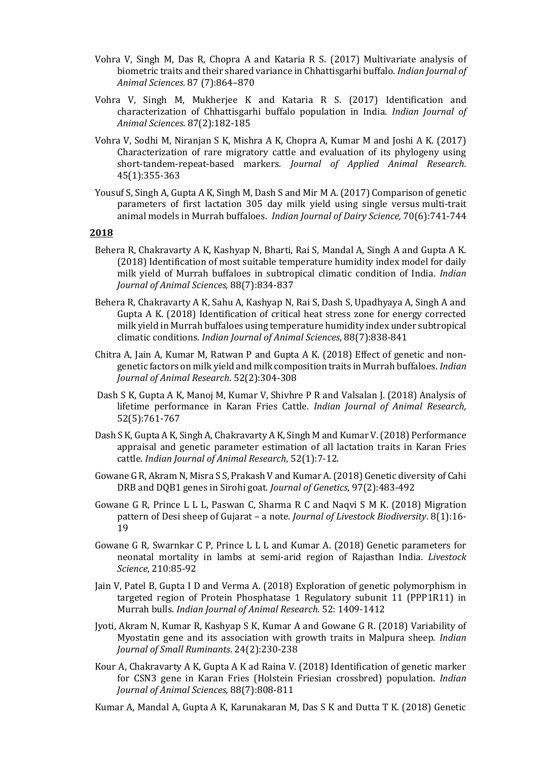Vohra V, Singh M, Das R, Chopra A and Kataria R S. (2017) Multivariate analysis of biometric traits and their shared variance in Chhattisgarhi buffalo. *Indian Journal of Animal Sciences.* 87 (7):864–870

Vohra V, Singh M, Mukherjee K and Kataria R S. (2017) Identification and characterization of Chhattisgarhi buffalo population in India. *Indian Journal of Animal Sciences*. 87(2):182-185

Vohra V, Sodhi M, Niranjan S K, Mishra A K, Chopra A, Kumar M and Joshi A K. (2017) Characterization of rare migratory cattle and evaluation of its phylogeny using short-tandem-repeat-based markers. *Journal of Applied Animal Research.* 45(1):355-363

Yousuf S, Singh A, Gupta A K, Singh M, Dash S and Mir M A. (2017) Comparison of genetic parameters of first lactation 305 day milk yield using single versus multi-trait animal models in Murrah buffaloes. *Indian Journal of Dairy Science,* 70(6):741-744

**2018**

Behera R, Chakravarty A K, Kashyap N, Bharti, Rai S, Mandal A, Singh A and Gupta A K. (2018) Identification of most suitable temperature humidity index model for daily milk yield of Murrah buffaloes in subtropical climatic condition of India. *Indian Journal of Animal Sciences,* 88(7):834-837

Behera R, Chakravarty A K, Sahu A, Kashyap N, Rai S, Dash S, Upadhyaya A, Singh A and Gupta A K. (2018) Identification of critical heat stress zone for energy corrected milk yield in Murrah buffaloes using temperature humidity index under subtropical climatic conditions. *Indian Journal of Animal Sciences*, 88(7):838-841

Chitra A, Jain A, Kumar M, Ratwan P and Gupta A K. (2018) Effect of genetic and non-genetic factors on milk yield and milk composition traits in Murrah buffaloes. *Indian Journal of Animal Research*. 52(2):304-308

Dash S K, Gupta A K, Manoj M, Kumar V, Shivhre P R and Valsalan J. (2018) Analysis of lifetime performance in Karan Fries Cattle. *Indian Journal of Animal Research,* 52(5):761-767

Dash S K, Gupta A K, Singh A, Chakravarty A K, Singh M and Kumar V. (2018) Performance appraisal and genetic parameter estimation of all lactation traits in Karan Fries cattle. *Indian Journal of Animal Research*, 52(1):7-12.

Gowane G R, Akram N, Misra S S, Prakash V and Kumar A. (2018) Genetic diversity of Cahi DRB and DQB1 genes in Sirohi goat. *Journal of Genetics*, 97(2):483-492

Gowane G R, Prince L L L, Paswan C, Sharma R C and Naqvi S M K. (2018) Migration pattern of Desi sheep of Gujarat – a note. *Journal of Livestock Biodiversity*. 8(1):16-19

Gowane G R, Swarnkar C P, Prince L L L and Kumar A. (2018) Genetic parameters for neonatal mortality in lambs at semi-arid region of Rajasthan India. *Livestock Science*, 210:85-92

Jain V, Patel B, Gupta I D and Verma A. (2018) Exploration of genetic polymorphism in targeted region of Protein Phosphatase 1 Regulatory subunit 11 (PPP1R11) in Murrah bulls. *Indian Journal of Animal Research*. 52: 1409-1412

Jyoti, Akram N, Kumar R, Kashyap S K, Kumar A and Gowane G R. (2018) Variability of Myostatin gene and its association with growth traits in Malpura sheep. *Indian Journal of Small Ruminants*. 24(2):230-238

Kour A, Chakravarty A K, Gupta A K ad Raina V. (2018) Identification of genetic marker for CSN3 gene in Karan Fries (Holstein Friesian crossbred) population. *Indian Journal of Animal Sciences,* 88(7):808-811

Kumar A, Mandal A, Gupta A K, Karunakaran M, Das S K and Dutta T K. (2018) Genetic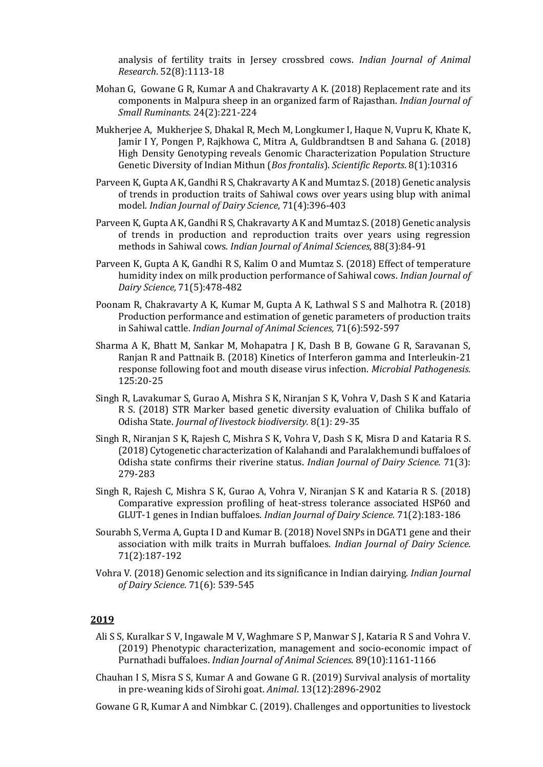analysis of fertility traits in Jersey crossbred cows. *Indian Journal of Animal Research*. 52(8):1113-18

Mohan G, Gowane G R, Kumar A and Chakravarty A K. (2018) Replacement rate and its components in Malpura sheep in an organized farm of Rajasthan. *Indian Journal of Small Ruminants*. 24(2):221-224

Mukherjee A, Mukherjee S, Dhakal R, Mech M, Longkumer I, Haque N, Vupru K, Khate K, Jamir I Y, Pongen P, Rajkhowa C, Mitra A, Guldbrandtsen B and Sahana G. (2018) High Density Genotyping reveals Genomic Characterization Population Structure Genetic Diversity of Indian Mithun (*Bos frontalis*). *Scientific Reports*. 8(1):10316

Parveen K, Gupta A K, Gandhi R S, Chakravarty A K and Mumtaz S. (2018) Genetic analysis of trends in production traits of Sahiwal cows over years using blup with animal model. *Indian Journal of Dairy Science*, 71(4):396-403

Parveen K, Gupta A K, Gandhi R S, Chakravarty A K and Mumtaz S. (2018) Genetic analysis of trends in production and reproduction traits over years using regression methods in Sahiwal cows. *Indian Journal of Animal Sciences,* 88(3):84-91

Parveen K, Gupta A K, Gandhi R S, Kalim O and Mumtaz S. (2018) Effect of temperature humidity index on milk production performance of Sahiwal cows. *Indian Journal of Dairy Science,* 71(5):478-482

Poonam R, Chakravarty A K, Kumar M, Gupta A K, Lathwal S S and Malhotra R. (2018) Production performance and estimation of genetic parameters of production traits in Sahiwal cattle. *Indian Journal of Animal Sciences,* 71(6):592-597

Sharma A K, Bhatt M, Sankar M, Mohapatra J K, Dash B B, Gowane G R, Saravanan S, Ranjan R and Pattnaik B. (2018) Kinetics of Interferon gamma and Interleukin-21 response following foot and mouth disease virus infection. *Microbial Pathogenesis.* 125:20-25

Singh R, Lavakumar S, Gurao A, Mishra S K, Niranjan S K, Vohra V, Dash S K and Kataria R S. (2018) STR Marker based genetic diversity evaluation of Chilika buffalo of Odisha State. *Journal of livestock biodiversity.* 8(1): 29-35

Singh R, Niranjan S K, Rajesh C, Mishra S K, Vohra V, Dash S K, Misra D and Kataria R S. (2018) Cytogenetic characterization of Kalahandi and Paralakhemundi buffaloes of Odisha state confirms their riverine status. *Indian Journal of Dairy Science.* 71(3): 279-283

Singh R, Rajesh C, Mishra S K, Gurao A, Vohra V, Niranjan S K and Kataria R S. (2018) Comparative expression profiling of heat-stress tolerance associated HSP60 and GLUT-1 genes in Indian buffaloes. *Indian Journal of Dairy Science*. 71(2):183-186

Sourabh S, Verma A, Gupta I D and Kumar B. (2018) Novel SNPs in DGAT1 gene and their association with milk traits in Murrah buffaloes. *Indian Journal of Dairy Science.* 71(2):187-192

Vohra V. (2018) Genomic selection and its significance in Indian dairying. *Indian Journal of Dairy Science.* 71(6): 539-545

## 2019

Ali S S, Kuralkar S V, Ingawale M V, Waghmare S P, Manwar S J, Kataria R S and Vohra V. (2019) Phenotypic characterization, management and socio-economic impact of Purnathadi buffaloes. *Indian Journal of Animal Sciences*. 89(10):1161-1166

Chauhan I S, Misra S S, Kumar A and Gowane G R. (2019) Survival analysis of mortality in pre-weaning kids of Sirohi goat. *Animal*. 13(12):2896-2902

Gowane G R, Kumar A and Nimbkar C. (2019). Challenges and opportunities to livestock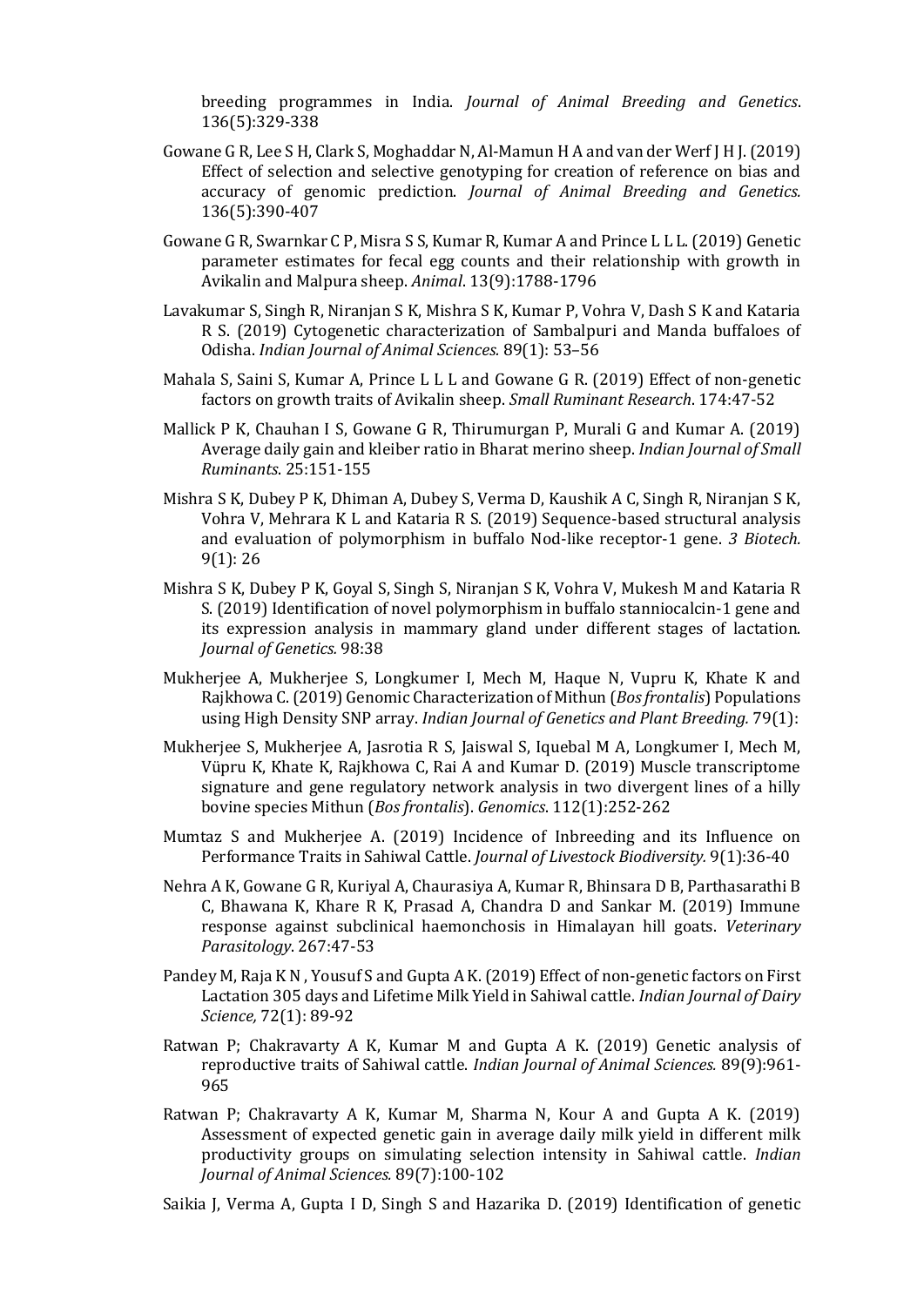breeding programmes in India. *Journal of Animal Breeding and Genetics*. 136(5):329-338

Gowane G R, Lee S H, Clark S, Moghaddar N, Al-Mamun H A and van der Werf J H J. (2019) Effect of selection and selective genotyping for creation of reference on bias and accuracy of genomic prediction. *Journal of Animal Breeding and Genetics.* 136(5):390-407

Gowane G R, Swarnkar C P, Misra S S, Kumar R, Kumar A and Prince L L L. (2019) Genetic parameter estimates for fecal egg counts and their relationship with growth in Avikalin and Malpura sheep. *Animal*. 13(9):1788-1796

Lavakumar S, Singh R, Niranjan S K, Mishra S K, Kumar P, Vohra V, Dash S K and Kataria R S. (2019) Cytogenetic characterization of Sambalpuri and Manda buffaloes of Odisha. *Indian Journal of Animal Sciences.* 89(1): 53–56

Mahala S, Saini S, Kumar A, Prince L L L and Gowane G R. (2019) Effect of non-genetic factors on growth traits of Avikalin sheep. *Small Ruminant Research*. 174:47-52

Mallick P K, Chauhan I S, Gowane G R, Thirumurgan P, Murali G and Kumar A. (2019) Average daily gain and kleiber ratio in Bharat merino sheep. *Indian Journal of Small Ruminants*. 25:151-155

Mishra S K, Dubey P K, Dhiman A, Dubey S, Verma D, Kaushik A C, Singh R, Niranjan S K, Vohra V, Mehrara K L and Kataria R S. (2019) Sequence-based structural analysis and evaluation of polymorphism in buffalo Nod-like receptor-1 gene. *3 Biotech.* 9(1): 26

Mishra S K, Dubey P K, Goyal S, Singh S, Niranjan S K, Vohra V, Mukesh M and Kataria R S. (2019) Identification of novel polymorphism in buffalo stanniocalcin-1 gene and its expression analysis in mammary gland under different stages of lactation. *Journal of Genetics.* 98:38

Mukherjee A, Mukherjee S, Longkumer I, Mech M, Haque N, Vupru K, Khate K and Rajkhowa C. (2019) Genomic Characterization of Mithun (*Bos frontalis*) Populations using High Density SNP array. *Indian Journal of Genetics and Plant Breeding.* 79(1):

Mukherjee S, Mukherjee A, Jasrotia R S, Jaiswal S, Iquebal M A, Longkumer I, Mech M, Vüpru K, Khate K, Rajkhowa C, Rai A and Kumar D. (2019) Muscle transcriptome signature and gene regulatory network analysis in two divergent lines of a hilly bovine species Mithun (*Bos frontalis*). *Genomics*. 112(1):252-262

Mumtaz S and Mukherjee A. (2019) Incidence of Inbreeding and its Influence on Performance Traits in Sahiwal Cattle. *Journal of Livestock Biodiversity.* 9(1):36-40

Nehra A K, Gowane G R, Kuriyal A, Chaurasiya A, Kumar R, Bhinsara D B, Parthasarathi B C, Bhawana K, Khare R K, Prasad A, Chandra D and Sankar M. (2019) Immune response against subclinical haemonchosis in Himalayan hill goats. *Veterinary Parasitology*. 267:47-53

Pandey M, Raja K N , Yousuf S and Gupta A K. (2019) Effect of non-genetic factors on First Lactation 305 days and Lifetime Milk Yield in Sahiwal cattle. *Indian Journal of Dairy Science,* 72(1): 89-92

Ratwan P; Chakravarty A K, Kumar M and Gupta A K. (2019) Genetic analysis of reproductive traits of Sahiwal cattle. *Indian Journal of Animal Sciences.* 89(9):961-965

Ratwan P; Chakravarty A K, Kumar M, Sharma N, Kour A and Gupta A K. (2019) Assessment of expected genetic gain in average daily milk yield in different milk productivity groups on simulating selection intensity in Sahiwal cattle. *Indian Journal of Animal Sciences.* 89(7):100-102

Saikia J, Verma A, Gupta I D, Singh S and Hazarika D. (2019) Identification of genetic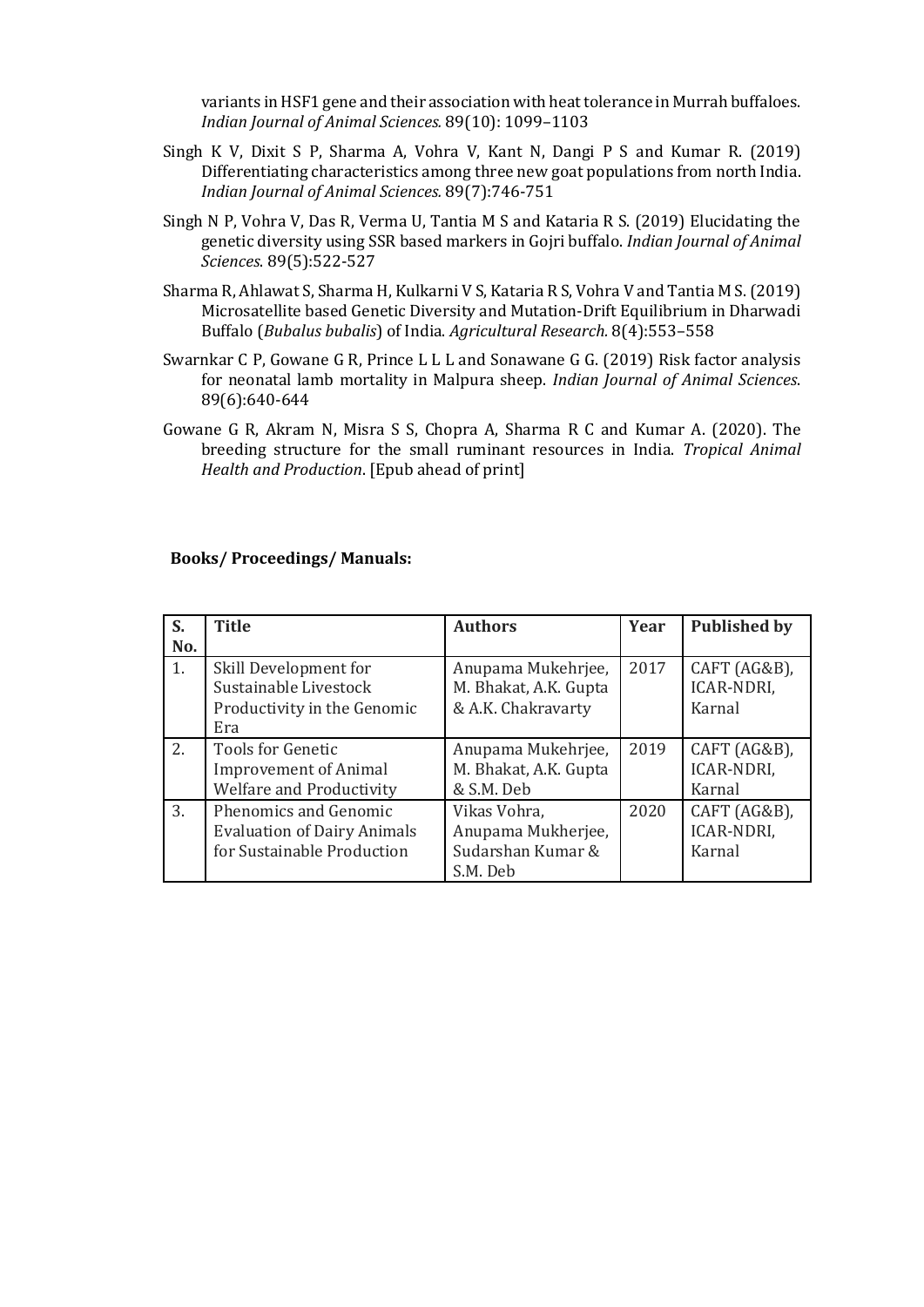variants in HSF1 gene and their association with heat tolerance in Murrah buffaloes. *Indian Journal of Animal Sciences.* 89(10): 1099–1103

Singh K V, Dixit S P, Sharma A, Vohra V, Kant N, Dangi P S and Kumar R. (2019) Differentiating characteristics among three new goat populations from north India. *Indian Journal of Animal Sciences.* 89(7):746-751

Singh N P, Vohra V, Das R, Verma U, Tantia M S and Kataria R S. (2019) Elucidating the genetic diversity using SSR based markers in Gojri buffalo. *Indian Journal of Animal Sciences*. 89(5):522-527

Sharma R, Ahlawat S, Sharma H, Kulkarni V S, Kataria R S, Vohra V and Tantia M S. (2019) Microsatellite based Genetic Diversity and Mutation-Drift Equilibrium in Dharwadi Buffalo (*Bubalus bubalis*) of India. *Agricultural Research.* 8(4):553–558

Swarnkar C P, Gowane G R, Prince L L L and Sonawane G G. (2019) Risk factor analysis for neonatal lamb mortality in Malpura sheep. *Indian Journal of Animal Sciences*. 89(6):640-644

Gowane G R, Akram N, Misra S S, Chopra A, Sharma R C and Kumar A. (2020). The breeding structure for the small ruminant resources in India. *Tropical Animal Health and Production*. [Epub ahead of print]

**Books/ Proceedings/ Manuals:**

| S. No. | Title | Authors | Year | Published by |
|---|---|---|---|---|
| 1. | Skill Development for Sustainable Livestock Productivity in the Genomic Era | Anupama Mukehrjee, M. Bhakat, A.K. Gupta & A.K. Chakravarty | 2017 | CAFT (AG&B), ICAR-NDRI, Karnal |
| 2. | Tools for Genetic Improvement of Animal Welfare and Productivity | Anupama Mukehrjee, M. Bhakat, A.K. Gupta & S.M. Deb | 2019 | CAFT (AG&B), ICAR-NDRI, Karnal |
| 3. | Phenomics and Genomic Evaluation of Dairy Animals for Sustainable Production | Vikas Vohra, Anupama Mukherjee, Sudarshan Kumar & S.M. Deb | 2020 | CAFT (AG&B), ICAR-NDRI, Karnal |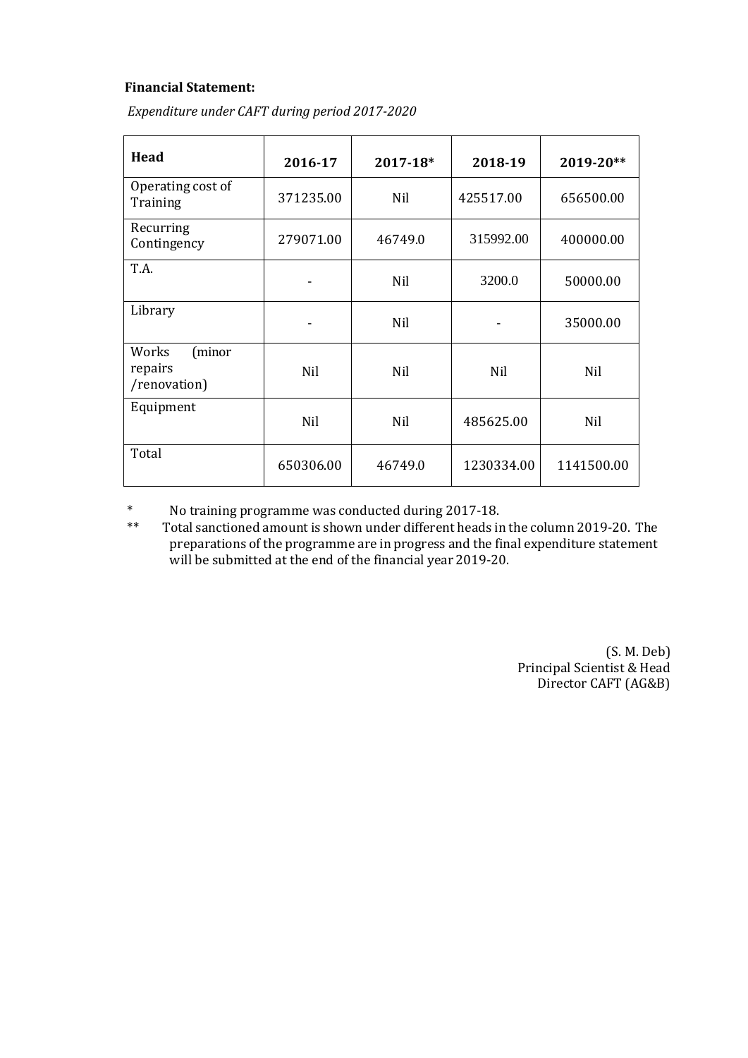**Financial Statement:**

*Expenditure under CAFT during period 2017-2020*

| Head | 2016-17 | 2017-18* | 2018-19 | 2019-20** |
|---|---|---|---|---|
| Operating cost of Training | 371235.00 | Nil | 425517.00 | 656500.00 |
| Recurring Contingency | 279071.00 | 46749.0 | 315992.00 | 400000.00 |
| T.A. | - | Nil | 3200.0 | 50000.00 |
| Library | - | Nil | - | 35000.00 |
| Works (minor repairs /renovation) | Nil | Nil | Nil | Nil |
| Equipment | Nil | Nil | 485625.00 | Nil |
| Total | 650306.00 | 46749.0 | 1230334.00 | 1141500.00 |

\* No training programme was conducted during 2017-18.

\*\* Total sanctioned amount is shown under different heads in the column 2019-20. The preparations of the programme are in progress and the final expenditure statement will be submitted at the end of the financial year 2019-20.

(S. M. Deb)
Principal Scientist & Head
Director CAFT (AG&B)